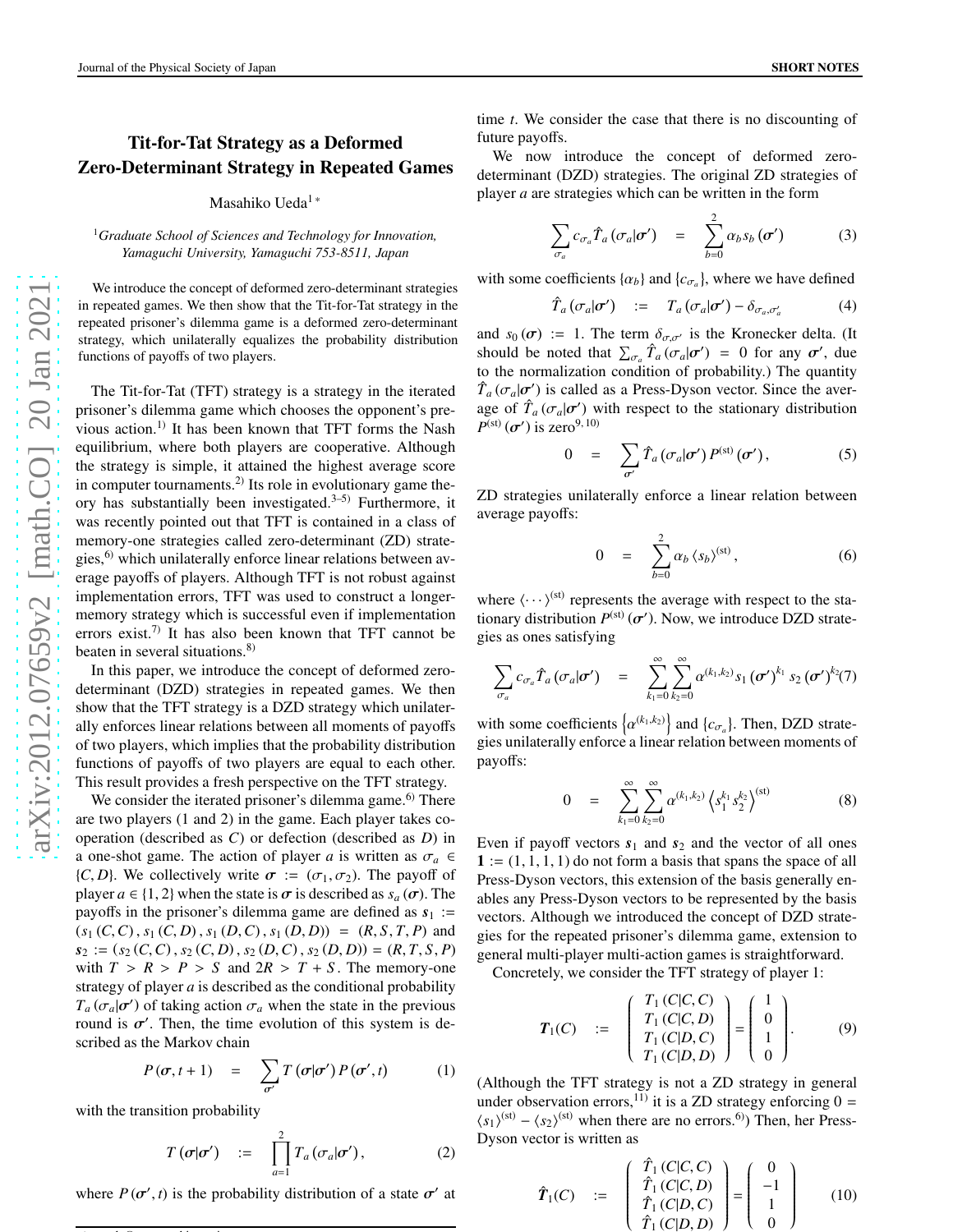# Tit-for-Tat Strategy as a Deformed Zero-Determinant Strategy in Repeated Games

Masahiko Ueda[1 *]

[1]*Graduate School of Sciences and Technology for Innovation, Yamaguchi University, Yamaguchi 753-8511, Japan*

We introduce the concept of deformed zero-determinant strategies in repeated games. We then show that the Tit-for-Tat strategy in the repeated prisoner's dilemma game is a deformed zero-determinant strategy, which unilaterally equalizes the probability distribution functions of payoffs of two players.

The Tit-for-Tat (TFT) strategy is a strategy in the iterated prisoner's dilemma game which chooses the opponent's previous action.[1)] It has been known that TFT forms the Nash equilibrium, where both players are cooperative. Although the strategy is simple, it attained the highest average score in computer tournaments.[2)] Its role in evolutionary game theory has substantially been investigated.[3–5)] Furthermore, it was recently pointed out that TFT is contained in a class of memory-one strategies called zero-determinant (ZD) strategies,[6)] which unilaterally enforce linear relations between average payoffs of players. Although TFT is not robust against implementation errors, TFT was used to construct a longer-memory strategy which is successful even if implementation errors exist.[7)] It has also been known that TFT cannot be beaten in several situations.[8)]

In this paper, we introduce the concept of deformed zero-determinant (DZD) strategies in repeated games. We then show that the TFT strategy is a DZD strategy which unilaterally enforces linear relations between all moments of payoffs of two players, which implies that the probability distribution functions of payoffs of two players are equal to each other. This result provides a fresh perspective on the TFT strategy.

We consider the iterated prisoner's dilemma game.[6)] There are two players (1 and 2) in the game. Each player takes cooperation (described as $C$) or defection (described as $D$) in a one-shot game. The action of player $a$ is written as $\sigma_a \in \{C, D\}$. We collectively write $\boldsymbol{\sigma} := (\sigma_1, \sigma_2)$. The payoff of player $a \in \{1, 2\}$ when the state is $\boldsymbol{\sigma}$ is described as $s_a(\boldsymbol{\sigma})$. The payoffs in the prisoner's dilemma game are defined as $\boldsymbol{s}_1 := (s_1(C,C), s_1(C,D), s_1(D,C), s_1(D,D)) = (R, S, T, P)$ and $\boldsymbol{s}_2 := (s_2(C,C), s_2(C,D), s_2(D,C), s_2(D,D)) = (R, T, S, P)$ with $T > R > P > S$ and $2R > T + S$. The memory-one strategy of player $a$ is described as the conditional probability $T_a(\sigma_a|\boldsymbol{\sigma}')$ of taking action $\sigma_a$ when the state in the previous round is $\boldsymbol{\sigma}'$. Then, the time evolution of this system is described as the Markov chain

$$P(\boldsymbol{\sigma}, t+1) = \sum_{\boldsymbol{\sigma}'} T(\boldsymbol{\sigma}|\boldsymbol{\sigma}') P(\boldsymbol{\sigma}', t) \tag{1}$$

with the transition probability

$$T(\boldsymbol{\sigma}|\boldsymbol{\sigma}') := \prod_{a=1}^{2} T_a(\sigma_a|\boldsymbol{\sigma}'), \tag{2}$$

where $P(\boldsymbol{\sigma}', t)$ is the probability distribution of a state $\boldsymbol{\sigma}'$ at time $t$. We consider the case that there is no discounting of future payoffs.

We now introduce the concept of deformed zero-determinant (DZD) strategies. The original ZD strategies of player $a$ are strategies which can be written in the form

$$\sum_{\sigma_a} c_{\sigma_a} \hat{T}_a(\sigma_a|\boldsymbol{\sigma}') = \sum_{b=0}^{2} \alpha_b s_b(\boldsymbol{\sigma}') \tag{3}$$

with some coefficients $\{\alpha_b\}$ and $\{c_{\sigma_a}\}$, where we have defined

$$\hat{T}_a(\sigma_a|\boldsymbol{\sigma}') := T_a(\sigma_a|\boldsymbol{\sigma}') - \delta_{\sigma_a, \sigma'_a} \tag{4}$$

and $s_0(\boldsymbol{\sigma}) := 1$. The term $\delta_{\sigma,\sigma'}$ is the Kronecker delta. (It should be noted that $\sum_{\sigma_a} \hat{T}_a(\sigma_a|\boldsymbol{\sigma}') = 0$ for any $\boldsymbol{\sigma}'$, due to the normalization condition of probability.) The quantity $\hat{T}_a(\sigma_a|\boldsymbol{\sigma}')$ is called as a Press-Dyson vector. Since the average of $\hat{T}_a(\sigma_a|\boldsymbol{\sigma}')$ with respect to the stationary distribution $P^{(\mathrm{st})}(\boldsymbol{\sigma}')$ is zero[9,10)]

$$0 = \sum_{\boldsymbol{\sigma}'} \hat{T}_a(\sigma_a|\boldsymbol{\sigma}') P^{(\mathrm{st})}(\boldsymbol{\sigma}'), \tag{5}$$

ZD strategies unilaterally enforce a linear relation between average payoffs:

$$0 = \sum_{b=0}^{2} \alpha_b \langle s_b \rangle^{(\mathrm{st})}, \tag{6}$$

where $\langle \cdots \rangle^{(\mathrm{st})}$ represents the average with respect to the stationary distribution $P^{(\mathrm{st})}(\boldsymbol{\sigma}')$. Now, we introduce DZD strategies as ones satisfying

$$\sum_{\sigma_a} c_{\sigma_a} \hat{T}_a(\sigma_a|\boldsymbol{\sigma}') = \sum_{k_1=0}^{\infty} \sum_{k_2=0}^{\infty} \alpha^{(k_1,k_2)} s_1(\boldsymbol{\sigma}')^{k_1} s_2(\boldsymbol{\sigma}')^{k_2} \tag{7}$$

with some coefficients $\left\{\alpha^{(k_1,k_2)}\right\}$ and $\{c_{\sigma_a}\}$. Then, DZD strategies unilaterally enforce a linear relation between moments of payoffs:

$$0 = \sum_{k_1=0}^{\infty} \sum_{k_2=0}^{\infty} \alpha^{(k_1,k_2)} \left\langle s_1^{k_1} s_2^{k_2} \right\rangle^{(\mathrm{st})} \tag{8}$$

Even if payoff vectors $\boldsymbol{s}_1$ and $\boldsymbol{s}_2$ and the vector of all ones $\mathbf{1} := (1, 1, 1, 1)$ do not form a basis that spans the space of all Press-Dyson vectors, this extension of the basis generally enables any Press-Dyson vectors to be represented by the basis vectors. Although we introduced the concept of DZD strategies for the repeated prisoner's dilemma game, extension to general multi-player multi-action games is straightforward.

Concretely, we consider the TFT strategy of player 1:

$$\boldsymbol{T}_1(C) := \begin{pmatrix} T_1(C|C,C) \\ T_1(C|C,D) \\ T_1(C|D,C) \\ T_1(C|D,D) \end{pmatrix} = \begin{pmatrix} 1 \\ 0 \\ 1 \\ 0 \end{pmatrix}. \tag{9}$$

(Although the TFT strategy is not a ZD strategy in general under observation errors,[11)] it is a ZD strategy enforcing $0 = \langle s_1 \rangle^{(\mathrm{st})} - \langle s_2 \rangle^{(\mathrm{st})}$ when there are no errors.[6)]) Then, her Press-Dyson vector is written as

$$\hat{\boldsymbol{T}}_1(C) := \begin{pmatrix} \hat{T}_1(C|C,C) \\ \hat{T}_1(C|C,D) \\ \hat{T}_1(C|D,C) \\ \hat{T}_1(C|D,D) \end{pmatrix} = \begin{pmatrix} 0 \\ -1 \\ 1 \\ 0 \end{pmatrix} \tag{10}$$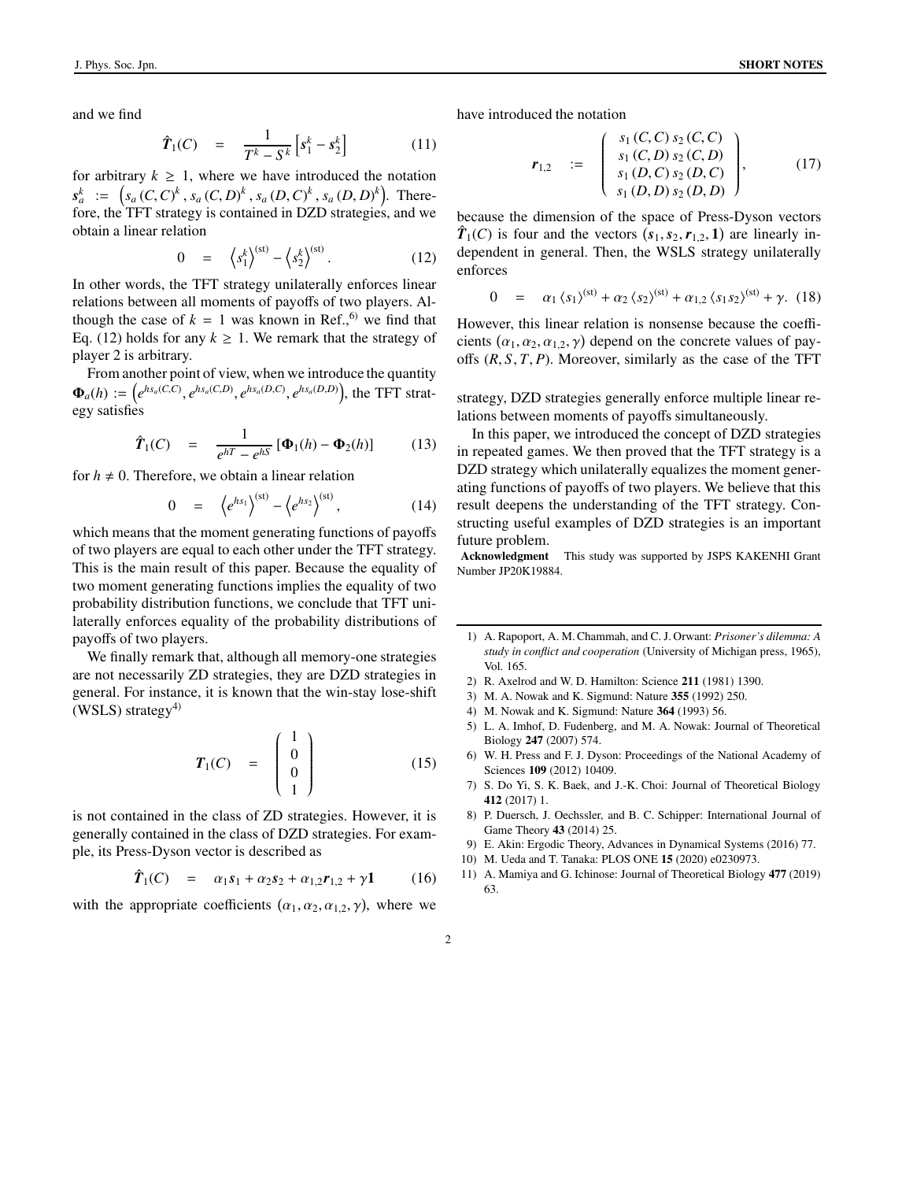and we find

$$\hat{\boldsymbol{T}}_1(C) \quad = \quad \frac{1}{T^k - S^k}\left[\boldsymbol{s}_1^k - \boldsymbol{s}_2^k\right] \tag{11}$$

for arbitrary $k \geq 1$, where we have introduced the notation $\boldsymbol{s}_a^k := \left(s_a(C,C)^k, s_a(C,D)^k, s_a(D,C)^k, s_a(D,D)^k\right)$. Therefore, the TFT strategy is contained in DZD strategies, and we obtain a linear relation

$$0 \quad = \quad \left\langle s_1^k \right\rangle^{(\mathrm{st})} - \left\langle s_2^k \right\rangle^{(\mathrm{st})}. \tag{12}$$

In other words, the TFT strategy unilaterally enforces linear relations between all moments of payoffs of two players. Although the case of $k = 1$ was known in Ref.,[6] we find that Eq. (12) holds for any $k \geq 1$. We remark that the strategy of player 2 is arbitrary.

From another point of view, when we introduce the quantity $\boldsymbol{\Phi}_a(h) := \left(e^{hs_a(C,C)}, e^{hs_a(C,D)}, e^{hs_a(D,C)}, e^{hs_a(D,D)}\right)$, the TFT strategy satisfies

$$\hat{\boldsymbol{T}}_1(C) \quad = \quad \frac{1}{e^{hT} - e^{hS}}\left[\boldsymbol{\Phi}_1(h) - \boldsymbol{\Phi}_2(h)\right] \tag{13}$$

for $h \neq 0$. Therefore, we obtain a linear relation

$$0 \quad = \quad \left\langle e^{hs_1} \right\rangle^{(\mathrm{st})} - \left\langle e^{hs_2} \right\rangle^{(\mathrm{st})}, \tag{14}$$

which means that the moment generating functions of payoffs of two players are equal to each other under the TFT strategy. This is the main result of this paper. Because the equality of two moment generating functions implies the equality of two probability distribution functions, we conclude that TFT unilaterally enforces equality of the probability distributions of payoffs of two players.

We finally remark that, although all memory-one strategies are not necessarily ZD strategies, they are DZD strategies in general. For instance, it is known that the win-stay lose-shift (WSLS) strategy[4]

$$\boldsymbol{T}_1(C) \quad = \quad \left( \begin{array}{c} 1 \\ 0 \\ 0 \\ 1 \end{array} \right) \tag{15}$$

is not contained in the class of ZD strategies. However, it is generally contained in the class of DZD strategies. For example, its Press-Dyson vector is described as

$$\hat{\boldsymbol{T}}_1(C) \quad = \quad \alpha_1 \boldsymbol{s}_1 + \alpha_2 \boldsymbol{s}_2 + \alpha_{1,2} \boldsymbol{r}_{1,2} + \gamma \boldsymbol{1} \tag{16}$$

with the appropriate coefficients $(\alpha_1, \alpha_2, \alpha_{1,2}, \gamma)$, where we have introduced the notation

$$\boldsymbol{r}_{1,2} \quad := \quad \left( \begin{array}{c} s_1(C,C)\, s_2(C,C) \\ s_1(C,D)\, s_2(C,D) \\ s_1(D,C)\, s_2(D,C) \\ s_1(D,D)\, s_2(D,D) \end{array} \right), \tag{17}$$

because the dimension of the space of Press-Dyson vectors $\hat{\boldsymbol{T}}_1(C)$ is four and the vectors $(\boldsymbol{s}_1, \boldsymbol{s}_2, \boldsymbol{r}_{1,2}, \boldsymbol{1})$ are linearly independent in general. Then, the WSLS strategy unilaterally enforces

$$0 \quad = \quad \alpha_1 \left\langle s_1 \right\rangle^{(\mathrm{st})} + \alpha_2 \left\langle s_2 \right\rangle^{(\mathrm{st})} + \alpha_{1,2} \left\langle s_1 s_2 \right\rangle^{(\mathrm{st})} + \gamma. \tag{18}$$

However, this linear relation is nonsense because the coefficients $(\alpha_1, \alpha_2, \alpha_{1,2}, \gamma)$ depend on the concrete values of payoffs $(R, S, T, P)$. Moreover, similarly as the case of the TFT strategy, DZD strategies generally enforce multiple linear relations between moments of payoffs simultaneously.

In this paper, we introduced the concept of DZD strategies in repeated games. We then proved that the TFT strategy is a DZD strategy which unilaterally equalizes the moment generating functions of payoffs of two players. We believe that this result deepens the understanding of the TFT strategy. Constructing useful examples of DZD strategies is an important future problem.

**Acknowledgment** This study was supported by JSPS KAKENHI Grant Number JP20K19884.

1) A. Rapoport, A. M. Chammah, and C. J. Orwant: *Prisoner's dilemma: A study in conflict and cooperation* (University of Michigan press, 1965), Vol. 165.
2) R. Axelrod and W. D. Hamilton: Science **211** (1981) 1390.
3) M. A. Nowak and K. Sigmund: Nature **355** (1992) 250.
4) M. Nowak and K. Sigmund: Nature **364** (1993) 56.
5) L. A. Imhof, D. Fudenberg, and M. A. Nowak: Journal of Theoretical Biology **247** (2007) 574.
6) W. H. Press and F. J. Dyson: Proceedings of the National Academy of Sciences **109** (2012) 10409.
7) S. Do Yi, S. K. Baek, and J.-K. Choi: Journal of Theoretical Biology **412** (2017) 1.
8) P. Duersch, J. Oechssler, and B. C. Schipper: International Journal of Game Theory **43** (2014) 25.
9) E. Akin: Ergodic Theory, Advances in Dynamical Systems (2016) 77.
10) M. Ueda and T. Tanaka: PLOS ONE **15** (2020) e0230973.
11) A. Mamiya and G. Ichinose: Journal of Theoretical Biology **477** (2019) 63.